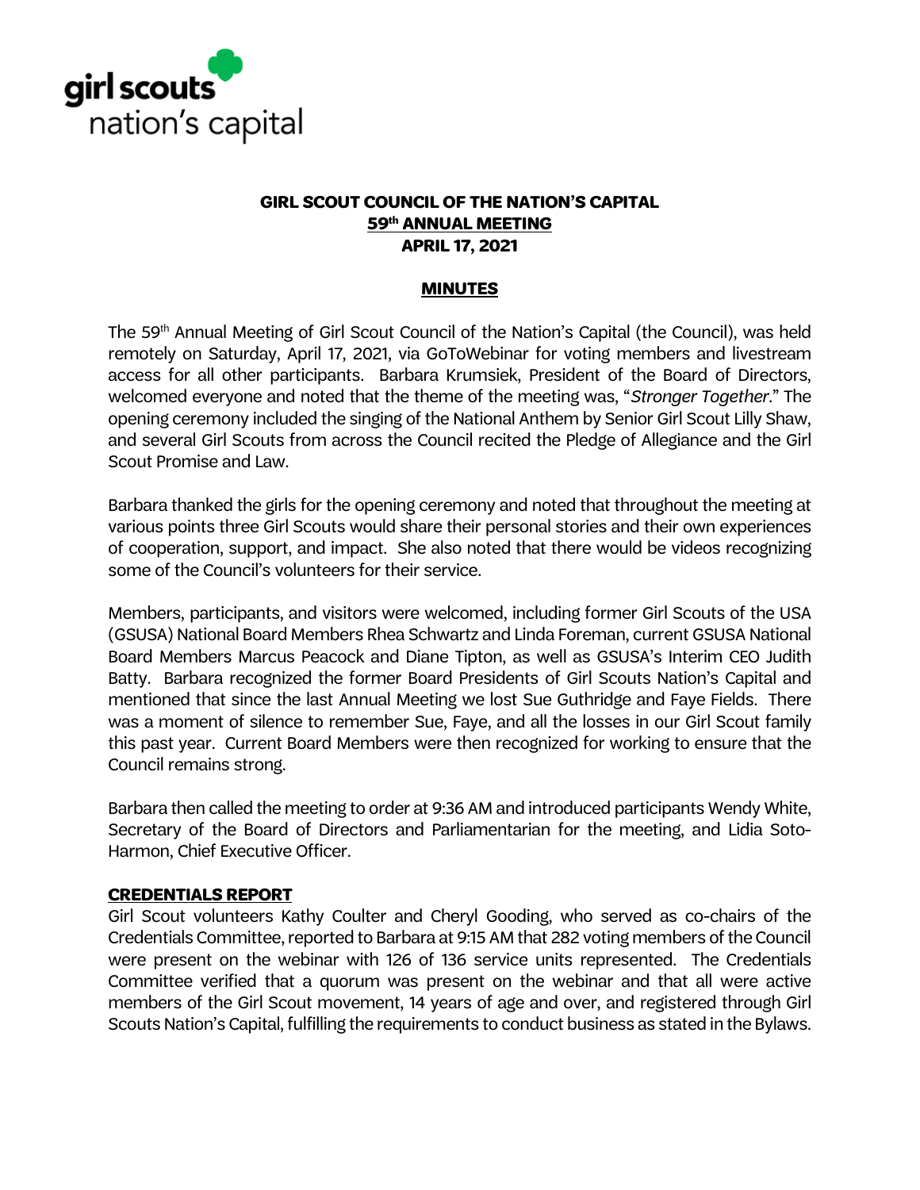# GIRL SCOUT COUNCIL OF THE NATION'S CAPITAL
## 59th ANNUAL MEETING
## APRIL 17, 2021

## MINUTES

The 59th Annual Meeting of Girl Scout Council of the Nation's Capital (the Council), was held remotely on Saturday, April 17, 2021, via GoToWebinar for voting members and livestream access for all other participants. Barbara Krumsiek, President of the Board of Directors, welcomed everyone and noted that the theme of the meeting was, "*Stronger Together*." The opening ceremony included the singing of the National Anthem by Senior Girl Scout Lilly Shaw, and several Girl Scouts from across the Council recited the Pledge of Allegiance and the Girl Scout Promise and Law.

Barbara thanked the girls for the opening ceremony and noted that throughout the meeting at various points three Girl Scouts would share their personal stories and their own experiences of cooperation, support, and impact. She also noted that there would be videos recognizing some of the Council's volunteers for their service.

Members, participants, and visitors were welcomed, including former Girl Scouts of the USA (GSUSA) National Board Members Rhea Schwartz and Linda Foreman, current GSUSA National Board Members Marcus Peacock and Diane Tipton, as well as GSUSA's Interim CEO Judith Batty. Barbara recognized the former Board Presidents of Girl Scouts Nation's Capital and mentioned that since the last Annual Meeting we lost Sue Guthridge and Faye Fields. There was a moment of silence to remember Sue, Faye, and all the losses in our Girl Scout family this past year. Current Board Members were then recognized for working to ensure that the Council remains strong.

Barbara then called the meeting to order at 9:36 AM and introduced participants Wendy White, Secretary of the Board of Directors and Parliamentarian for the meeting, and Lidia Soto-Harmon, Chief Executive Officer.

### CREDENTIALS REPORT

Girl Scout volunteers Kathy Coulter and Cheryl Gooding, who served as co-chairs of the Credentials Committee, reported to Barbara at 9:15 AM that 282 voting members of the Council were present on the webinar with 126 of 136 service units represented. The Credentials Committee verified that a quorum was present on the webinar and that all were active members of the Girl Scout movement, 14 years of age and over, and registered through Girl Scouts Nation's Capital, fulfilling the requirements to conduct business as stated in the Bylaws.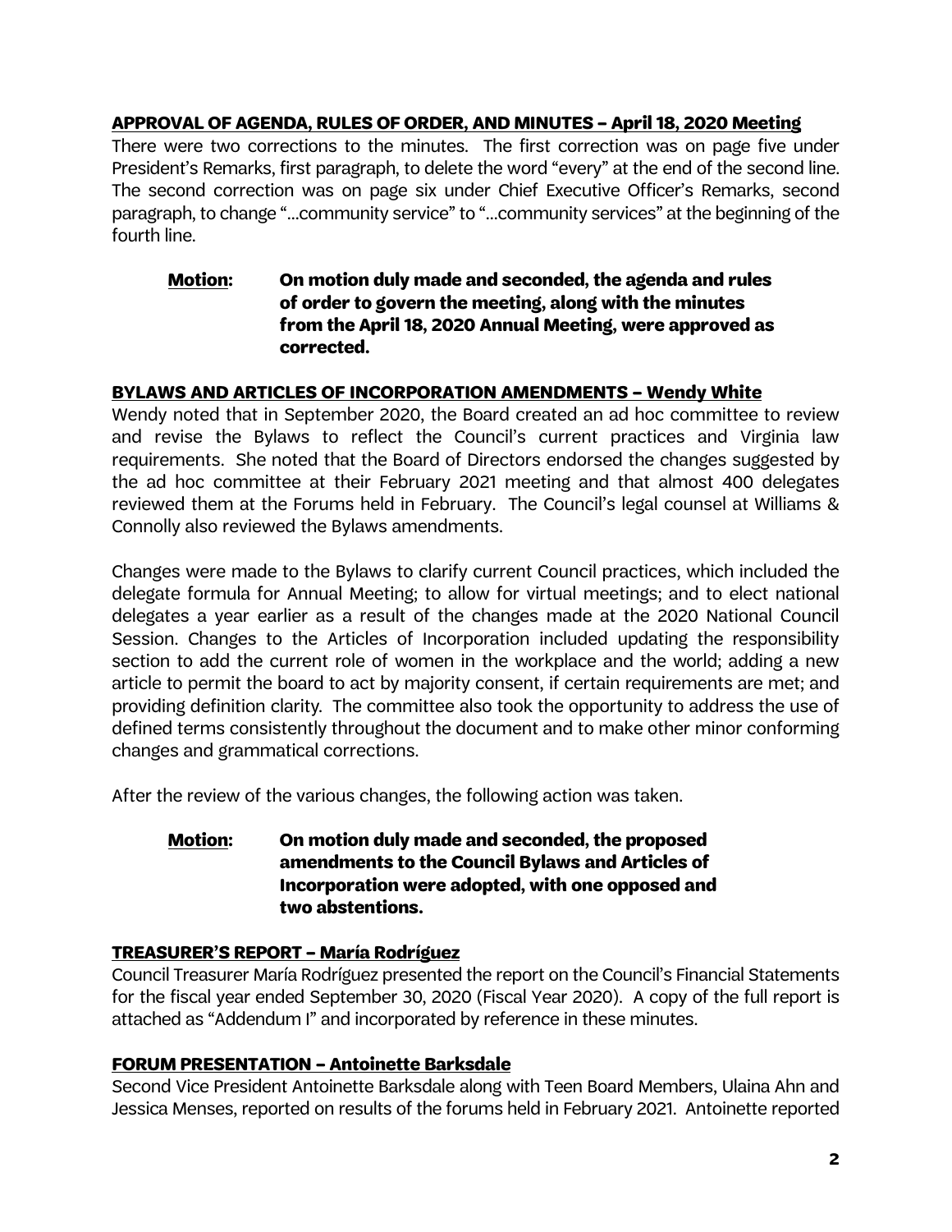**APPROVAL OF AGENDA, RULES OF ORDER, AND MINUTES – April 18, 2020 Meeting**

There were two corrections to the minutes. The first correction was on page five under President's Remarks, first paragraph, to delete the word "every" at the end of the second line. The second correction was on page six under Chief Executive Officer's Remarks, second paragraph, to change "…community service" to "…community services" at the beginning of the fourth line.

> **Motion: On motion duly made and seconded, the agenda and rules of order to govern the meeting, along with the minutes from the April 18, 2020 Annual Meeting, were approved as corrected.**

**BYLAWS AND ARTICLES OF INCORPORATION AMENDMENTS – Wendy White**

Wendy noted that in September 2020, the Board created an ad hoc committee to review and revise the Bylaws to reflect the Council's current practices and Virginia law requirements. She noted that the Board of Directors endorsed the changes suggested by the ad hoc committee at their February 2021 meeting and that almost 400 delegates reviewed them at the Forums held in February. The Council's legal counsel at Williams & Connolly also reviewed the Bylaws amendments.

Changes were made to the Bylaws to clarify current Council practices, which included the delegate formula for Annual Meeting; to allow for virtual meetings; and to elect national delegates a year earlier as a result of the changes made at the 2020 National Council Session. Changes to the Articles of Incorporation included updating the responsibility section to add the current role of women in the workplace and the world; adding a new article to permit the board to act by majority consent, if certain requirements are met; and providing definition clarity. The committee also took the opportunity to address the use of defined terms consistently throughout the document and to make other minor conforming changes and grammatical corrections.

After the review of the various changes, the following action was taken.

> **Motion: On motion duly made and seconded, the proposed amendments to the Council Bylaws and Articles of Incorporation were adopted, with one opposed and two abstentions.**

**TREASURER'S REPORT – María Rodríguez**

Council Treasurer María Rodríguez presented the report on the Council's Financial Statements for the fiscal year ended September 30, 2020 (Fiscal Year 2020). A copy of the full report is attached as "Addendum I" and incorporated by reference in these minutes.

**FORUM PRESENTATION – Antoinette Barksdale**

Second Vice President Antoinette Barksdale along with Teen Board Members, Ulaina Ahn and Jessica Menses, reported on results of the forums held in February 2021. Antoinette reported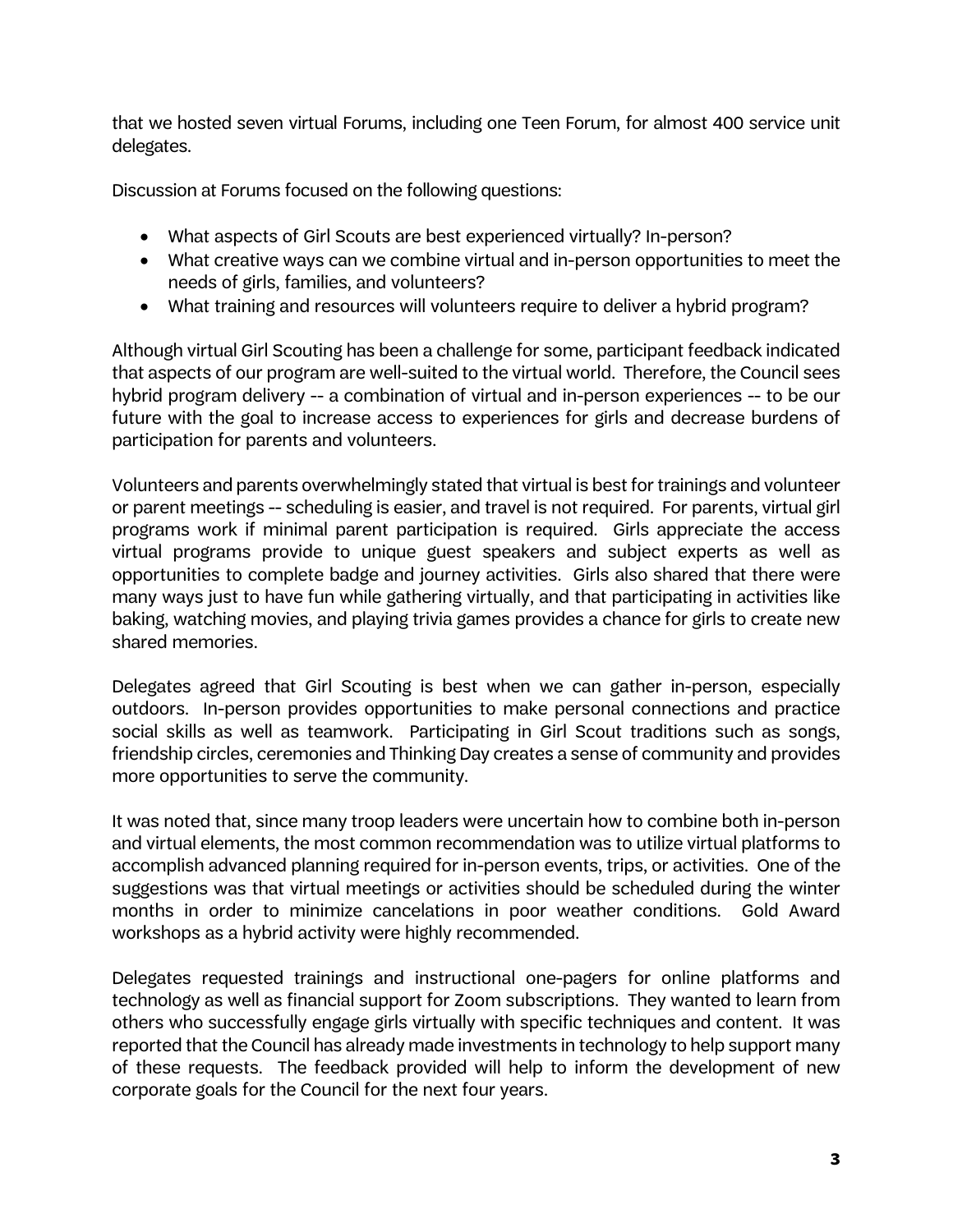that we hosted seven virtual Forums, including one Teen Forum, for almost 400 service unit delegates.

Discussion at Forums focused on the following questions:

- What aspects of Girl Scouts are best experienced virtually? In-person?
- What creative ways can we combine virtual and in-person opportunities to meet the needs of girls, families, and volunteers?
- What training and resources will volunteers require to deliver a hybrid program?

Although virtual Girl Scouting has been a challenge for some, participant feedback indicated that aspects of our program are well-suited to the virtual world. Therefore, the Council sees hybrid program delivery -- a combination of virtual and in-person experiences -- to be our future with the goal to increase access to experiences for girls and decrease burdens of participation for parents and volunteers.

Volunteers and parents overwhelmingly stated that virtual is best for trainings and volunteer or parent meetings -- scheduling is easier, and travel is not required. For parents, virtual girl programs work if minimal parent participation is required. Girls appreciate the access virtual programs provide to unique guest speakers and subject experts as well as opportunities to complete badge and journey activities. Girls also shared that there were many ways just to have fun while gathering virtually, and that participating in activities like baking, watching movies, and playing trivia games provides a chance for girls to create new shared memories.

Delegates agreed that Girl Scouting is best when we can gather in-person, especially outdoors. In-person provides opportunities to make personal connections and practice social skills as well as teamwork. Participating in Girl Scout traditions such as songs, friendship circles, ceremonies and Thinking Day creates a sense of community and provides more opportunities to serve the community.

It was noted that, since many troop leaders were uncertain how to combine both in-person and virtual elements, the most common recommendation was to utilize virtual platforms to accomplish advanced planning required for in-person events, trips, or activities. One of the suggestions was that virtual meetings or activities should be scheduled during the winter months in order to minimize cancelations in poor weather conditions. Gold Award workshops as a hybrid activity were highly recommended.

Delegates requested trainings and instructional one-pagers for online platforms and technology as well as financial support for Zoom subscriptions. They wanted to learn from others who successfully engage girls virtually with specific techniques and content. It was reported that the Council has already made investments in technology to help support many of these requests. The feedback provided will help to inform the development of new corporate goals for the Council for the next four years.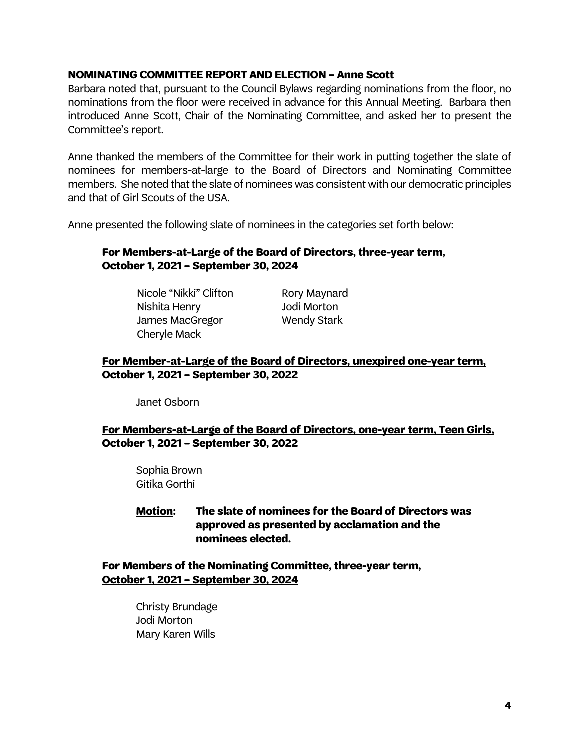**NOMINATING COMMITTEE REPORT AND ELECTION – Anne Scott**

Barbara noted that, pursuant to the Council Bylaws regarding nominations from the floor, no nominations from the floor were received in advance for this Annual Meeting. Barbara then introduced Anne Scott, Chair of the Nominating Committee, and asked her to present the Committee's report.

Anne thanked the members of the Committee for their work in putting together the slate of nominees for members-at-large to the Board of Directors and Nominating Committee members. She noted that the slate of nominees was consistent with our democratic principles and that of Girl Scouts of the USA.

Anne presented the following slate of nominees in the categories set forth below:

**For Members-at-Large of the Board of Directors, three-year term, October 1, 2021 – September 30, 2024**

Nicole "Nikki" Clifton
Nishita Henry
James MacGregor
Cheryle Mack
Rory Maynard
Jodi Morton
Wendy Stark

**For Member-at-Large of the Board of Directors, unexpired one-year term, October 1, 2021 – September 30, 2022**

Janet Osborn

**For Members-at-Large of the Board of Directors, one-year term, Teen Girls, October 1, 2021 – September 30, 2022**

Sophia Brown
Gitika Gorthi

**Motion: The slate of nominees for the Board of Directors was approved as presented by acclamation and the nominees elected.**

**For Members of the Nominating Committee, three-year term, October 1, 2021 – September 30, 2024**

Christy Brundage
Jodi Morton
Mary Karen Wills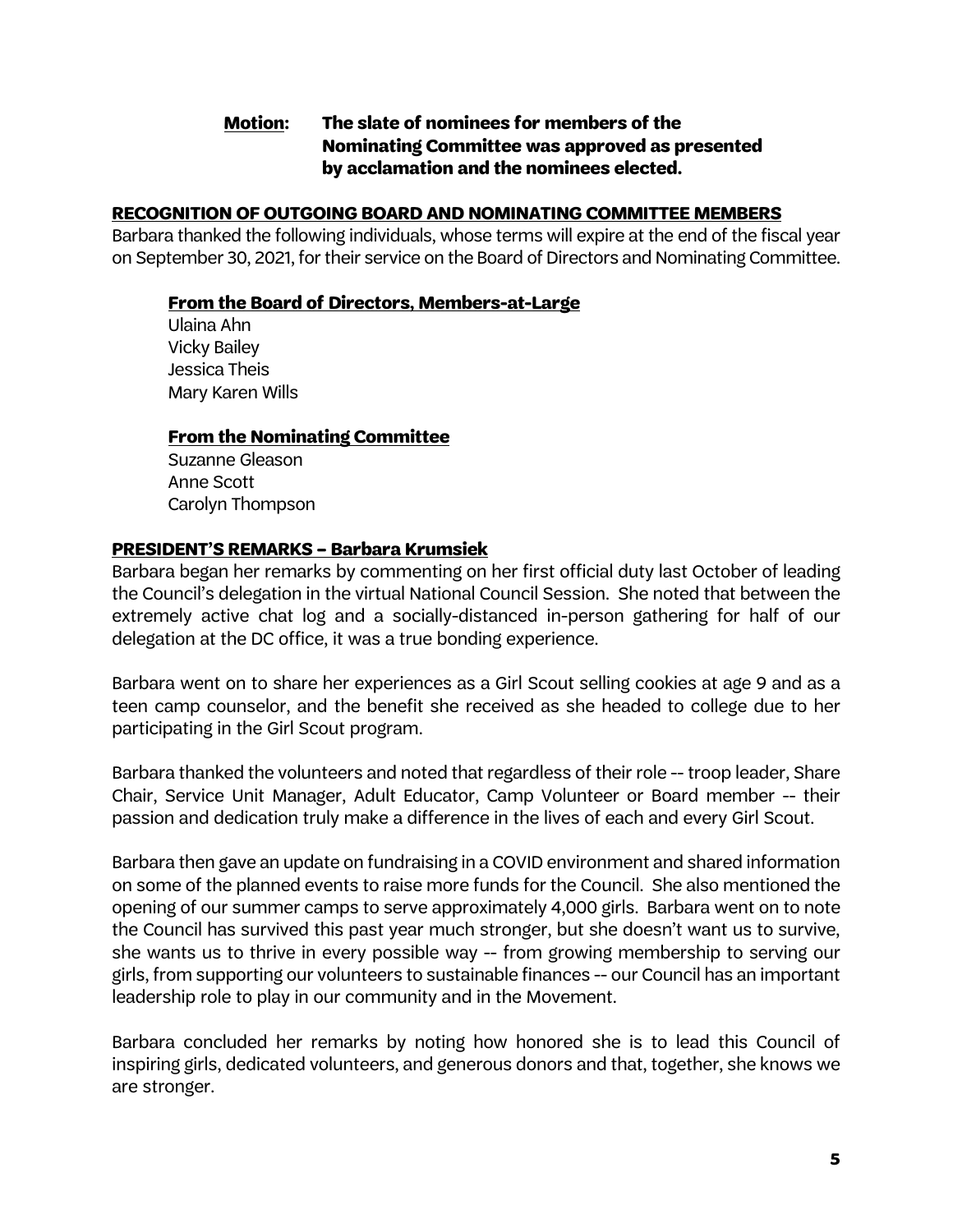**Motion: The slate of nominees for members of the Nominating Committee was approved as presented by acclamation and the nominees elected.**

## RECOGNITION OF OUTGOING BOARD AND NOMINATING COMMITTEE MEMBERS

Barbara thanked the following individuals, whose terms will expire at the end of the fiscal year on September 30, 2021, for their service on the Board of Directors and Nominating Committee.

### From the Board of Directors, Members-at-Large

Ulaina Ahn
Vicky Bailey
Jessica Theis
Mary Karen Wills

### From the Nominating Committee

Suzanne Gleason
Anne Scott
Carolyn Thompson

## PRESIDENT'S REMARKS – Barbara Krumsiek

Barbara began her remarks by commenting on her first official duty last October of leading the Council's delegation in the virtual National Council Session. She noted that between the extremely active chat log and a socially-distanced in-person gathering for half of our delegation at the DC office, it was a true bonding experience.

Barbara went on to share her experiences as a Girl Scout selling cookies at age 9 and as a teen camp counselor, and the benefit she received as she headed to college due to her participating in the Girl Scout program.

Barbara thanked the volunteers and noted that regardless of their role -- troop leader, Share Chair, Service Unit Manager, Adult Educator, Camp Volunteer or Board member -- their passion and dedication truly make a difference in the lives of each and every Girl Scout.

Barbara then gave an update on fundraising in a COVID environment and shared information on some of the planned events to raise more funds for the Council. She also mentioned the opening of our summer camps to serve approximately 4,000 girls. Barbara went on to note the Council has survived this past year much stronger, but she doesn't want us to survive, she wants us to thrive in every possible way -- from growing membership to serving our girls, from supporting our volunteers to sustainable finances -- our Council has an important leadership role to play in our community and in the Movement.

Barbara concluded her remarks by noting how honored she is to lead this Council of inspiring girls, dedicated volunteers, and generous donors and that, together, she knows we are stronger.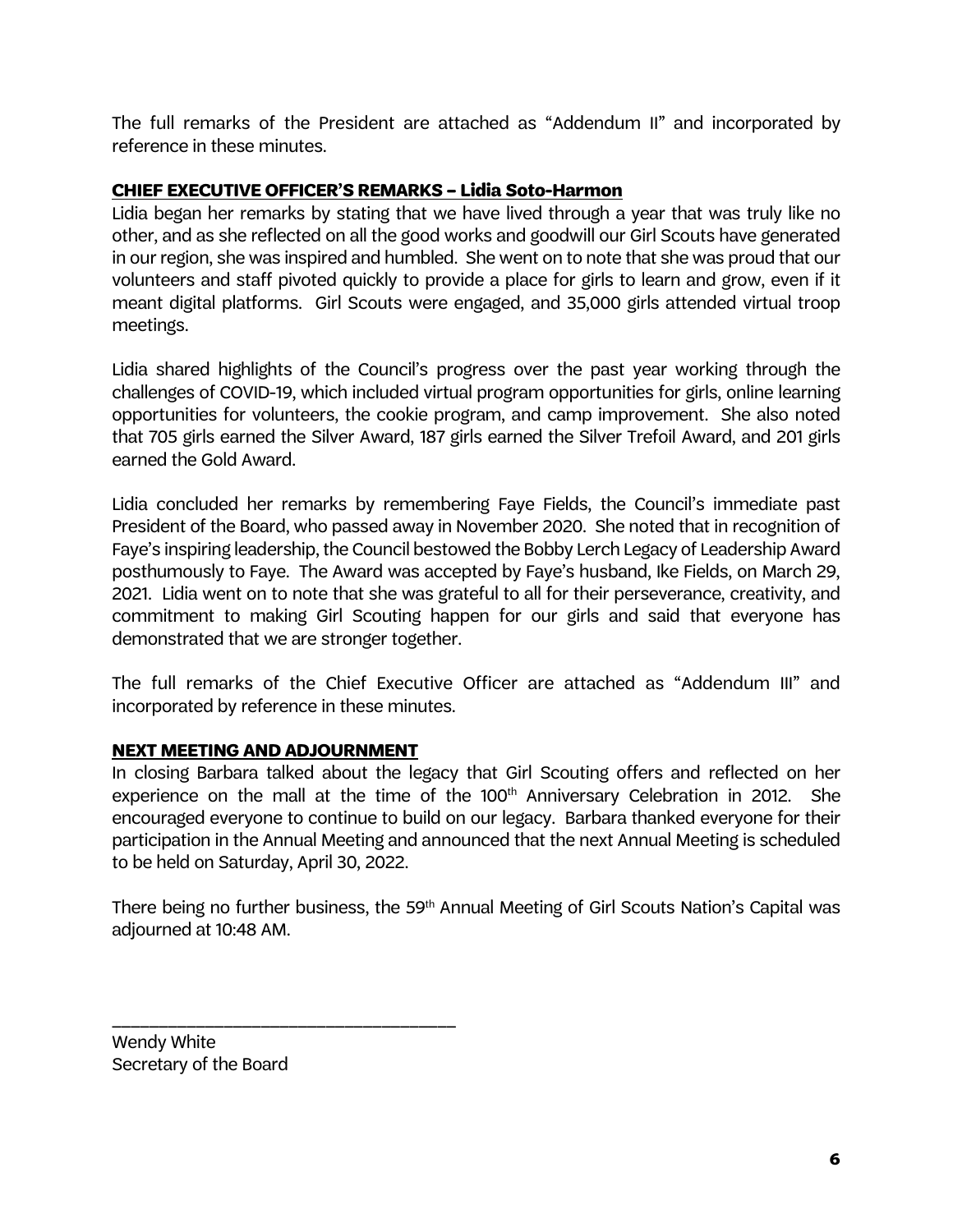The full remarks of the President are attached as "Addendum II" and incorporated by reference in these minutes.

## CHIEF EXECUTIVE OFFICER'S REMARKS – Lidia Soto-Harmon

Lidia began her remarks by stating that we have lived through a year that was truly like no other, and as she reflected on all the good works and goodwill our Girl Scouts have generated in our region, she was inspired and humbled. She went on to note that she was proud that our volunteers and staff pivoted quickly to provide a place for girls to learn and grow, even if it meant digital platforms. Girl Scouts were engaged, and 35,000 girls attended virtual troop meetings.

Lidia shared highlights of the Council's progress over the past year working through the challenges of COVID-19, which included virtual program opportunities for girls, online learning opportunities for volunteers, the cookie program, and camp improvement. She also noted that 705 girls earned the Silver Award, 187 girls earned the Silver Trefoil Award, and 201 girls earned the Gold Award.

Lidia concluded her remarks by remembering Faye Fields, the Council's immediate past President of the Board, who passed away in November 2020. She noted that in recognition of Faye's inspiring leadership, the Council bestowed the Bobby Lerch Legacy of Leadership Award posthumously to Faye. The Award was accepted by Faye's husband, Ike Fields, on March 29, 2021. Lidia went on to note that she was grateful to all for their perseverance, creativity, and commitment to making Girl Scouting happen for our girls and said that everyone has demonstrated that we are stronger together.

The full remarks of the Chief Executive Officer are attached as "Addendum III" and incorporated by reference in these minutes.

## NEXT MEETING AND ADJOURNMENT

In closing Barbara talked about the legacy that Girl Scouting offers and reflected on her experience on the mall at the time of the 100th Anniversary Celebration in 2012. She encouraged everyone to continue to build on our legacy. Barbara thanked everyone for their participation in the Annual Meeting and announced that the next Annual Meeting is scheduled to be held on Saturday, April 30, 2022.

There being no further business, the 59th Annual Meeting of Girl Scouts Nation's Capital was adjourned at 10:48 AM.

\_\_\_\_\_\_\_\_\_\_\_\_\_\_\_\_\_\_\_\_\_\_\_\_\_\_\_\_\_\_\_\_\_\_\_\_

Wendy White
Secretary of the Board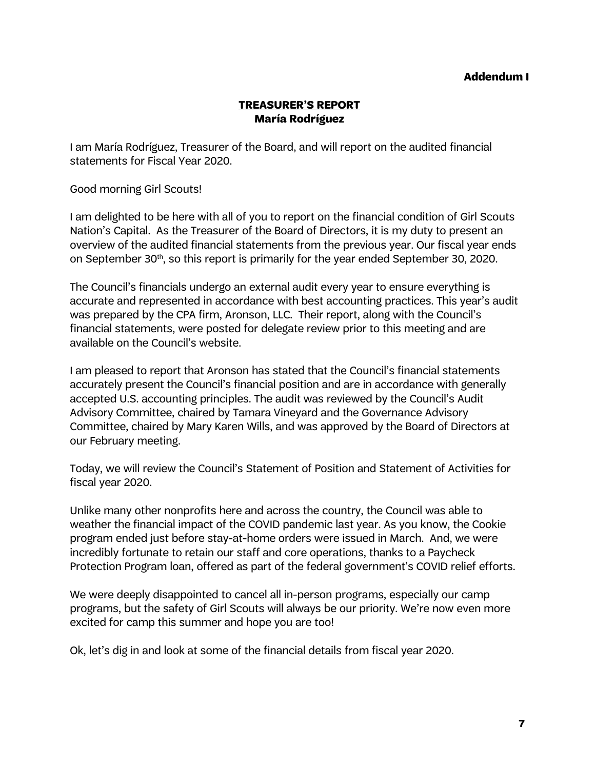**Addendum I**

## TREASURER'S REPORT
**María Rodríguez**

I am María Rodríguez, Treasurer of the Board, and will report on the audited financial statements for Fiscal Year 2020.

Good morning Girl Scouts!

I am delighted to be here with all of you to report on the financial condition of Girl Scouts Nation's Capital. As the Treasurer of the Board of Directors, it is my duty to present an overview of the audited financial statements from the previous year. Our fiscal year ends on September 30th, so this report is primarily for the year ended September 30, 2020.

The Council's financials undergo an external audit every year to ensure everything is accurate and represented in accordance with best accounting practices. This year's audit was prepared by the CPA firm, Aronson, LLC. Their report, along with the Council's financial statements, were posted for delegate review prior to this meeting and are available on the Council's website.

I am pleased to report that Aronson has stated that the Council's financial statements accurately present the Council's financial position and are in accordance with generally accepted U.S. accounting principles. The audit was reviewed by the Council's Audit Advisory Committee, chaired by Tamara Vineyard and the Governance Advisory Committee, chaired by Mary Karen Wills, and was approved by the Board of Directors at our February meeting.

Today, we will review the Council's Statement of Position and Statement of Activities for fiscal year 2020.

Unlike many other nonprofits here and across the country, the Council was able to weather the financial impact of the COVID pandemic last year. As you know, the Cookie program ended just before stay-at-home orders were issued in March. And, we were incredibly fortunate to retain our staff and core operations, thanks to a Paycheck Protection Program loan, offered as part of the federal government's COVID relief efforts.

We were deeply disappointed to cancel all in-person programs, especially our camp programs, but the safety of Girl Scouts will always be our priority. We're now even more excited for camp this summer and hope you are too!

Ok, let's dig in and look at some of the financial details from fiscal year 2020.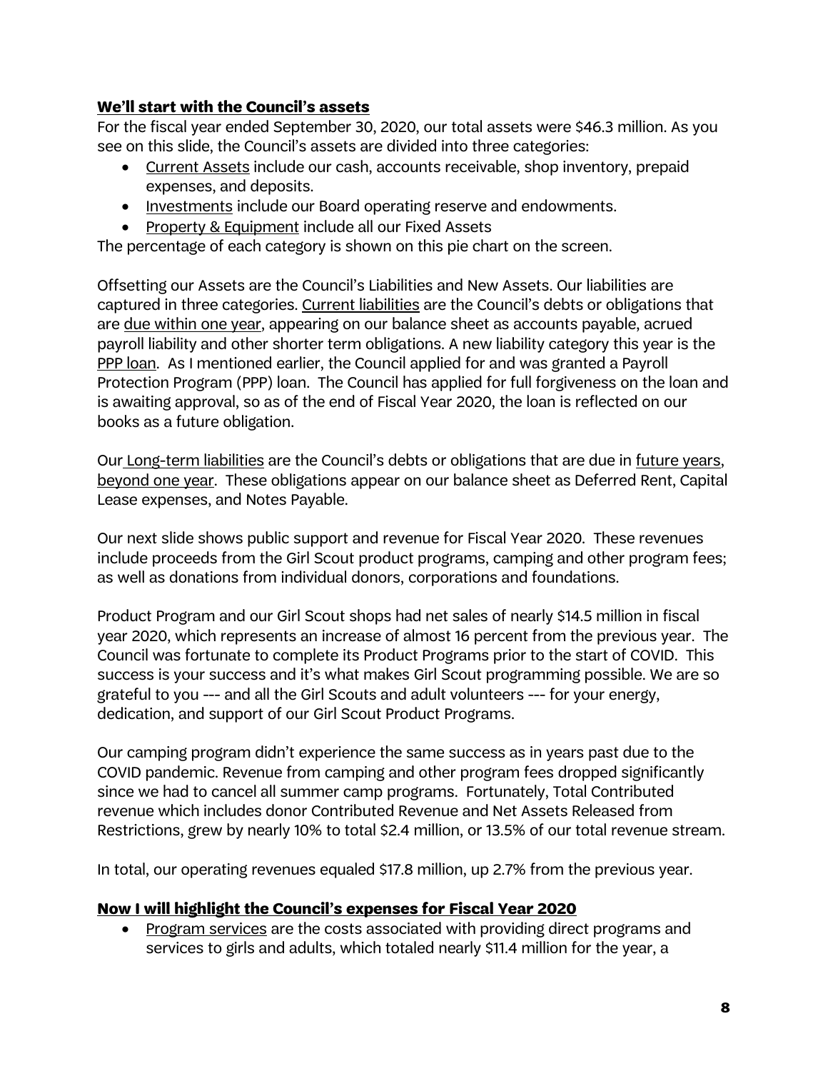## **We'll start with the Council's assets**

For the fiscal year ended September 30, 2020, our total assets were $46.3 million. As you see on this slide, the Council's assets are divided into three categories:

- Current Assets include our cash, accounts receivable, shop inventory, prepaid expenses, and deposits.
- Investments include our Board operating reserve and endowments.
- Property & Equipment include all our Fixed Assets

The percentage of each category is shown on this pie chart on the screen.

Offsetting our Assets are the Council's Liabilities and New Assets. Our liabilities are captured in three categories. Current liabilities are the Council's debts or obligations that are due within one year, appearing on our balance sheet as accounts payable, acrued payroll liability and other shorter term obligations. A new liability category this year is the PPP loan. As I mentioned earlier, the Council applied for and was granted a Payroll Protection Program (PPP) loan. The Council has applied for full forgiveness on the loan and is awaiting approval, so as of the end of Fiscal Year 2020, the loan is reflected on our books as a future obligation.

Our Long-term liabilities are the Council's debts or obligations that are due in future years, beyond one year. These obligations appear on our balance sheet as Deferred Rent, Capital Lease expenses, and Notes Payable.

Our next slide shows public support and revenue for Fiscal Year 2020. These revenues include proceeds from the Girl Scout product programs, camping and other program fees; as well as donations from individual donors, corporations and foundations.

Product Program and our Girl Scout shops had net sales of nearly $14.5 million in fiscal year 2020, which represents an increase of almost 16 percent from the previous year. The Council was fortunate to complete its Product Programs prior to the start of COVID. This success is your success and it's what makes Girl Scout programming possible. We are so grateful to you --- and all the Girl Scouts and adult volunteers --- for your energy, dedication, and support of our Girl Scout Product Programs.

Our camping program didn't experience the same success as in years past due to the COVID pandemic. Revenue from camping and other program fees dropped significantly since we had to cancel all summer camp programs. Fortunately, Total Contributed revenue which includes donor Contributed Revenue and Net Assets Released from Restrictions, grew by nearly 10% to total $2.4 million, or 13.5% of our total revenue stream.

In total, our operating revenues equaled $17.8 million, up 2.7% from the previous year.

## **Now I will highlight the Council's expenses for Fiscal Year 2020**

- Program services are the costs associated with providing direct programs and services to girls and adults, which totaled nearly $11.4 million for the year, a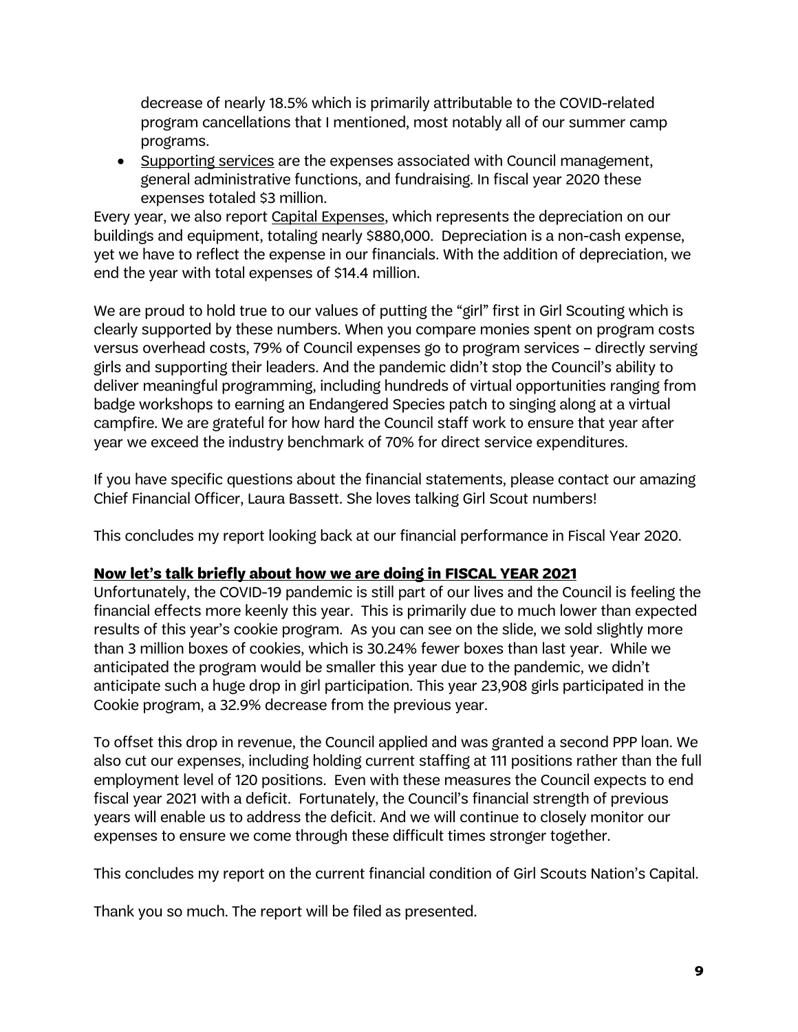decrease of nearly 18.5% which is primarily attributable to the COVID-related program cancellations that I mentioned, most notably all of our summer camp programs.

- Supporting services are the expenses associated with Council management, general administrative functions, and fundraising. In fiscal year 2020 these expenses totaled $3 million.

Every year, we also report Capital Expenses, which represents the depreciation on our buildings and equipment, totaling nearly $880,000. Depreciation is a non-cash expense, yet we have to reflect the expense in our financials. With the addition of depreciation, we end the year with total expenses of $14.4 million.

We are proud to hold true to our values of putting the "girl" first in Girl Scouting which is clearly supported by these numbers. When you compare monies spent on program costs versus overhead costs, 79% of Council expenses go to program services – directly serving girls and supporting their leaders. And the pandemic didn't stop the Council's ability to deliver meaningful programming, including hundreds of virtual opportunities ranging from badge workshops to earning an Endangered Species patch to singing along at a virtual campfire. We are grateful for how hard the Council staff work to ensure that year after year we exceed the industry benchmark of 70% for direct service expenditures.

If you have specific questions about the financial statements, please contact our amazing Chief Financial Officer, Laura Bassett. She loves talking Girl Scout numbers!

This concludes my report looking back at our financial performance in Fiscal Year 2020.

**Now let's talk briefly about how we are doing in FISCAL YEAR 2021**

Unfortunately, the COVID-19 pandemic is still part of our lives and the Council is feeling the financial effects more keenly this year. This is primarily due to much lower than expected results of this year's cookie program. As you can see on the slide, we sold slightly more than 3 million boxes of cookies, which is 30.24% fewer boxes than last year. While we anticipated the program would be smaller this year due to the pandemic, we didn't anticipate such a huge drop in girl participation. This year 23,908 girls participated in the Cookie program, a 32.9% decrease from the previous year.

To offset this drop in revenue, the Council applied and was granted a second PPP loan. We also cut our expenses, including holding current staffing at 111 positions rather than the full employment level of 120 positions. Even with these measures the Council expects to end fiscal year 2021 with a deficit. Fortunately, the Council's financial strength of previous years will enable us to address the deficit. And we will continue to closely monitor our expenses to ensure we come through these difficult times stronger together.

This concludes my report on the current financial condition of Girl Scouts Nation's Capital.

Thank you so much. The report will be filed as presented.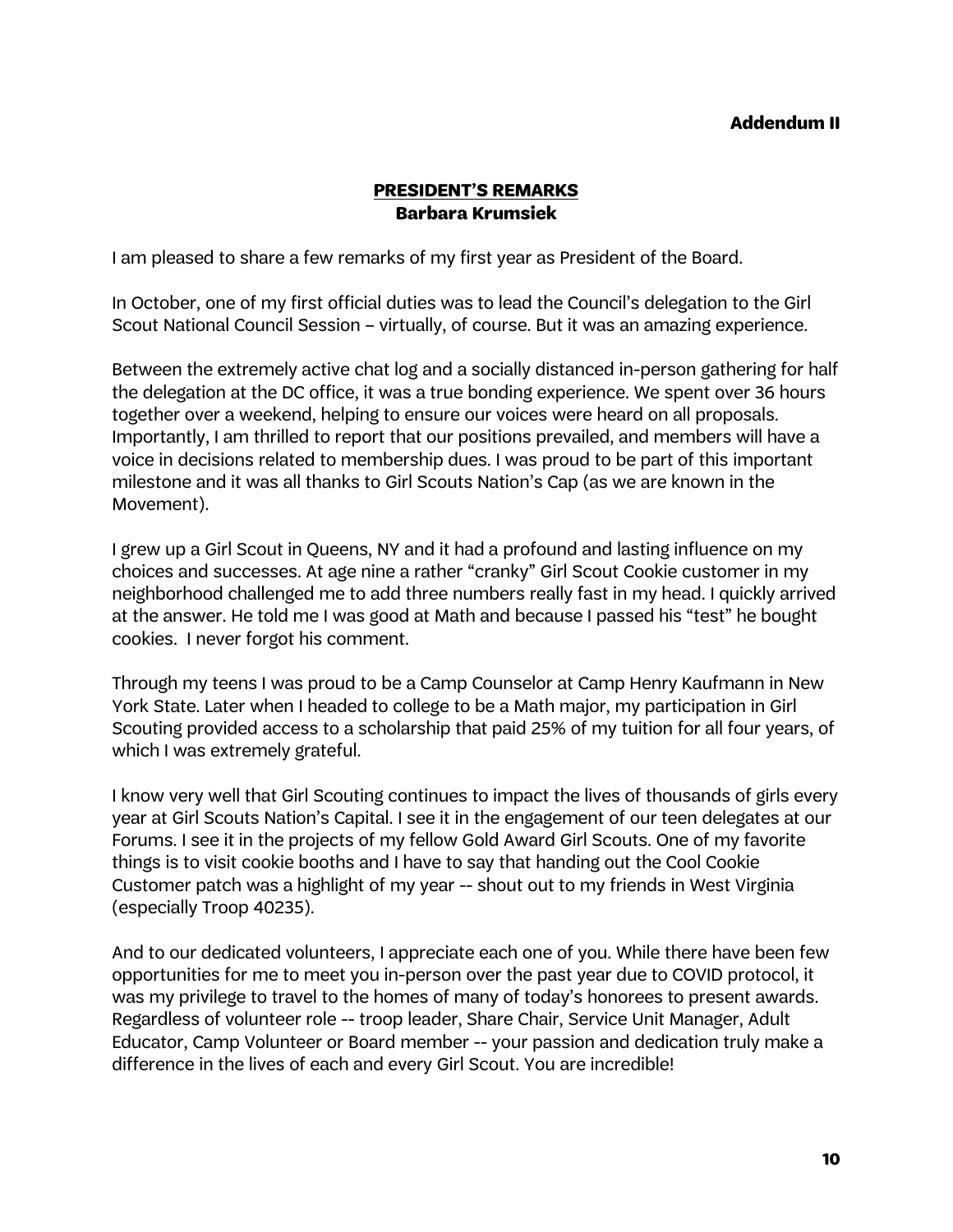**Addendum II**

## PRESIDENT'S REMARKS

**Barbara Krumsiek**

I am pleased to share a few remarks of my first year as President of the Board.

In October, one of my first official duties was to lead the Council's delegation to the Girl Scout National Council Session – virtually, of course. But it was an amazing experience.

Between the extremely active chat log and a socially distanced in-person gathering for half the delegation at the DC office, it was a true bonding experience. We spent over 36 hours together over a weekend, helping to ensure our voices were heard on all proposals. Importantly, I am thrilled to report that our positions prevailed, and members will have a voice in decisions related to membership dues. I was proud to be part of this important milestone and it was all thanks to Girl Scouts Nation's Cap (as we are known in the Movement).

I grew up a Girl Scout in Queens, NY and it had a profound and lasting influence on my choices and successes. At age nine a rather "cranky" Girl Scout Cookie customer in my neighborhood challenged me to add three numbers really fast in my head. I quickly arrived at the answer. He told me I was good at Math and because I passed his "test" he bought cookies. I never forgot his comment.

Through my teens I was proud to be a Camp Counselor at Camp Henry Kaufmann in New York State. Later when I headed to college to be a Math major, my participation in Girl Scouting provided access to a scholarship that paid 25% of my tuition for all four years, of which I was extremely grateful.

I know very well that Girl Scouting continues to impact the lives of thousands of girls every year at Girl Scouts Nation's Capital. I see it in the engagement of our teen delegates at our Forums. I see it in the projects of my fellow Gold Award Girl Scouts. One of my favorite things is to visit cookie booths and I have to say that handing out the Cool Cookie Customer patch was a highlight of my year -- shout out to my friends in West Virginia (especially Troop 40235).

And to our dedicated volunteers, I appreciate each one of you. While there have been few opportunities for me to meet you in-person over the past year due to COVID protocol, it was my privilege to travel to the homes of many of today's honorees to present awards. Regardless of volunteer role -- troop leader, Share Chair, Service Unit Manager, Adult Educator, Camp Volunteer or Board member -- your passion and dedication truly make a difference in the lives of each and every Girl Scout. You are incredible!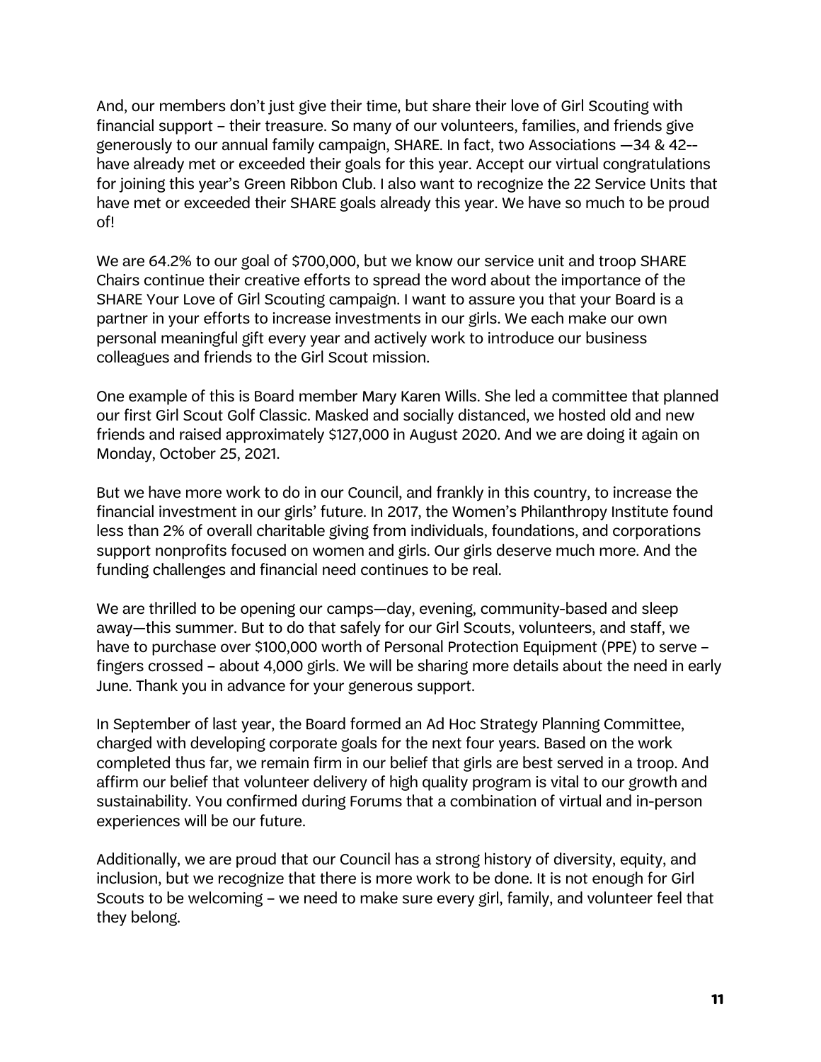And, our members don't just give their time, but share their love of Girl Scouting with financial support – their treasure. So many of our volunteers, families, and friends give generously to our annual family campaign, SHARE. In fact, two Associations —34 & 42-- have already met or exceeded their goals for this year. Accept our virtual congratulations for joining this year's Green Ribbon Club. I also want to recognize the 22 Service Units that have met or exceeded their SHARE goals already this year. We have so much to be proud of!

We are 64.2% to our goal of $700,000, but we know our service unit and troop SHARE Chairs continue their creative efforts to spread the word about the importance of the SHARE Your Love of Girl Scouting campaign. I want to assure you that your Board is a partner in your efforts to increase investments in our girls. We each make our own personal meaningful gift every year and actively work to introduce our business colleagues and friends to the Girl Scout mission.

One example of this is Board member Mary Karen Wills. She led a committee that planned our first Girl Scout Golf Classic. Masked and socially distanced, we hosted old and new friends and raised approximately $127,000 in August 2020. And we are doing it again on Monday, October 25, 2021.

But we have more work to do in our Council, and frankly in this country, to increase the financial investment in our girls' future. In 2017, the Women's Philanthropy Institute found less than 2% of overall charitable giving from individuals, foundations, and corporations support nonprofits focused on women and girls. Our girls deserve much more. And the funding challenges and financial need continues to be real.

We are thrilled to be opening our camps—day, evening, community-based and sleep away—this summer. But to do that safely for our Girl Scouts, volunteers, and staff, we have to purchase over $100,000 worth of Personal Protection Equipment (PPE) to serve – fingers crossed – about 4,000 girls. We will be sharing more details about the need in early June. Thank you in advance for your generous support.

In September of last year, the Board formed an Ad Hoc Strategy Planning Committee, charged with developing corporate goals for the next four years. Based on the work completed thus far, we remain firm in our belief that girls are best served in a troop. And affirm our belief that volunteer delivery of high quality program is vital to our growth and sustainability. You confirmed during Forums that a combination of virtual and in-person experiences will be our future.

Additionally, we are proud that our Council has a strong history of diversity, equity, and inclusion, but we recognize that there is more work to be done. It is not enough for Girl Scouts to be welcoming – we need to make sure every girl, family, and volunteer feel that they belong.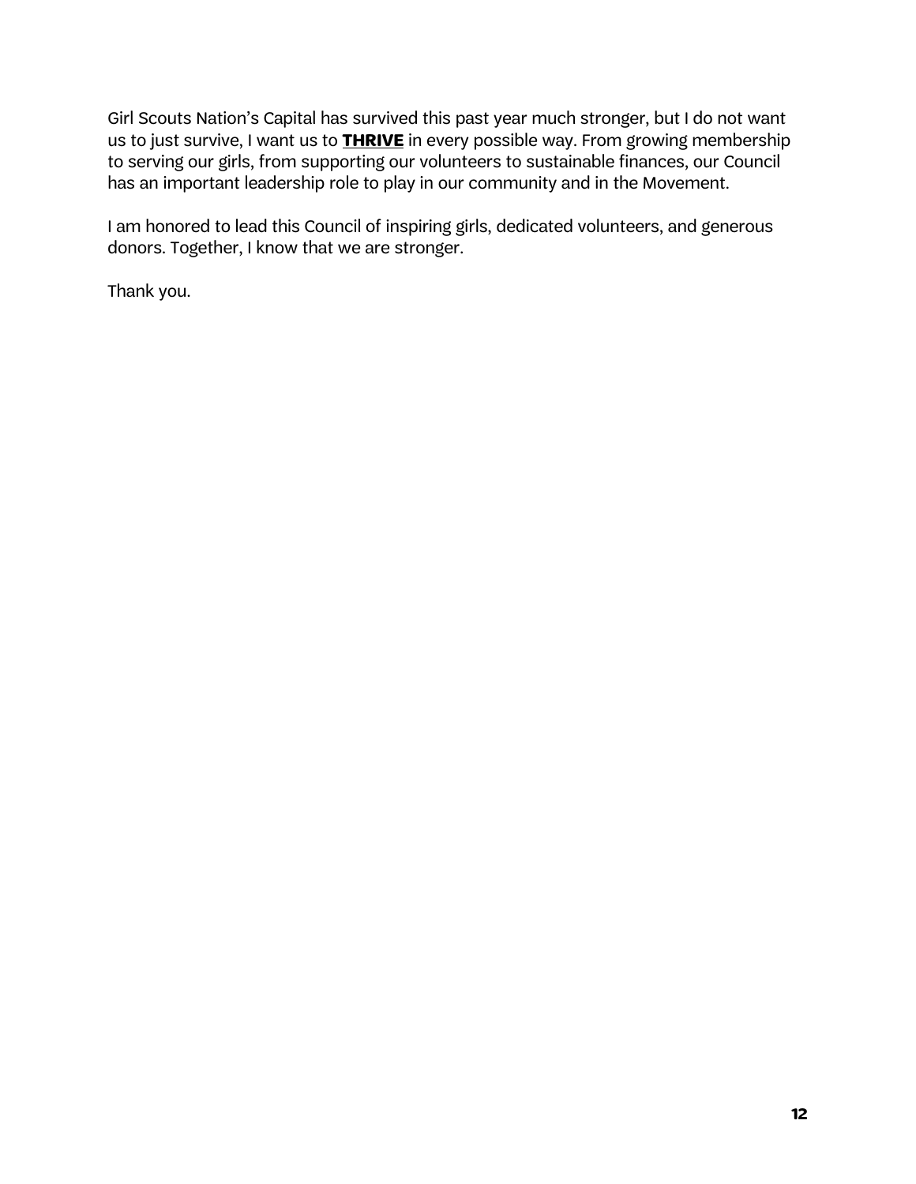Girl Scouts Nation's Capital has survived this past year much stronger, but I do not want us to just survive, I want us to **THRIVE** in every possible way. From growing membership to serving our girls, from supporting our volunteers to sustainable finances, our Council has an important leadership role to play in our community and in the Movement.

I am honored to lead this Council of inspiring girls, dedicated volunteers, and generous donors. Together, I know that we are stronger.

Thank you.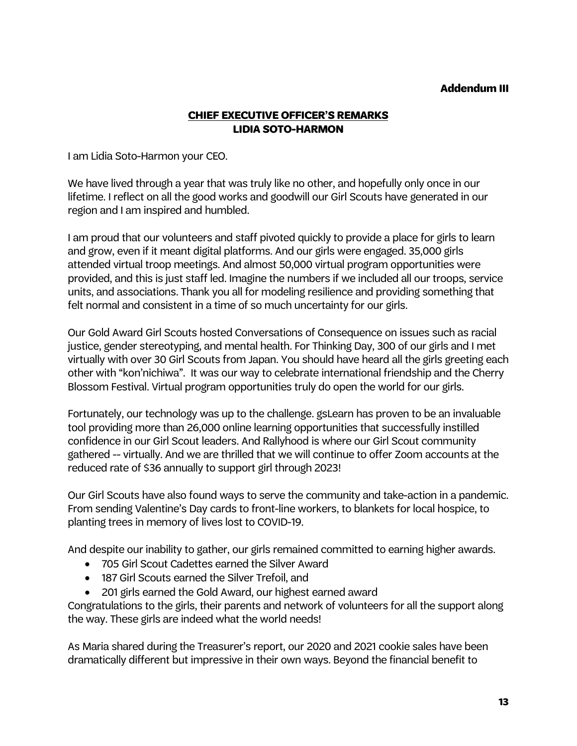**Addendum III**

## CHIEF EXECUTIVE OFFICER'S REMARKS
## LIDIA SOTO-HARMON

I am Lidia Soto-Harmon your CEO.

We have lived through a year that was truly like no other, and hopefully only once in our lifetime. I reflect on all the good works and goodwill our Girl Scouts have generated in our region and I am inspired and humbled.

I am proud that our volunteers and staff pivoted quickly to provide a place for girls to learn and grow, even if it meant digital platforms. And our girls were engaged. 35,000 girls attended virtual troop meetings. And almost 50,000 virtual program opportunities were provided, and this is just staff led. Imagine the numbers if we included all our troops, service units, and associations. Thank you all for modeling resilience and providing something that felt normal and consistent in a time of so much uncertainty for our girls.

Our Gold Award Girl Scouts hosted Conversations of Consequence on issues such as racial justice, gender stereotyping, and mental health. For Thinking Day, 300 of our girls and I met virtually with over 30 Girl Scouts from Japan. You should have heard all the girls greeting each other with "kon'nichiwa". It was our way to celebrate international friendship and the Cherry Blossom Festival. Virtual program opportunities truly do open the world for our girls.

Fortunately, our technology was up to the challenge. gsLearn has proven to be an invaluable tool providing more than 26,000 online learning opportunities that successfully instilled confidence in our Girl Scout leaders. And Rallyhood is where our Girl Scout community gathered -- virtually. And we are thrilled that we will continue to offer Zoom accounts at the reduced rate of $36 annually to support girl through 2023!

Our Girl Scouts have also found ways to serve the community and take-action in a pandemic. From sending Valentine's Day cards to front-line workers, to blankets for local hospice, to planting trees in memory of lives lost to COVID-19.

And despite our inability to gather, our girls remained committed to earning higher awards.

- 705 Girl Scout Cadettes earned the Silver Award
- 187 Girl Scouts earned the Silver Trefoil, and
- 201 girls earned the Gold Award, our highest earned award

Congratulations to the girls, their parents and network of volunteers for all the support along the way. These girls are indeed what the world needs!

As Maria shared during the Treasurer's report, our 2020 and 2021 cookie sales have been dramatically different but impressive in their own ways. Beyond the financial benefit to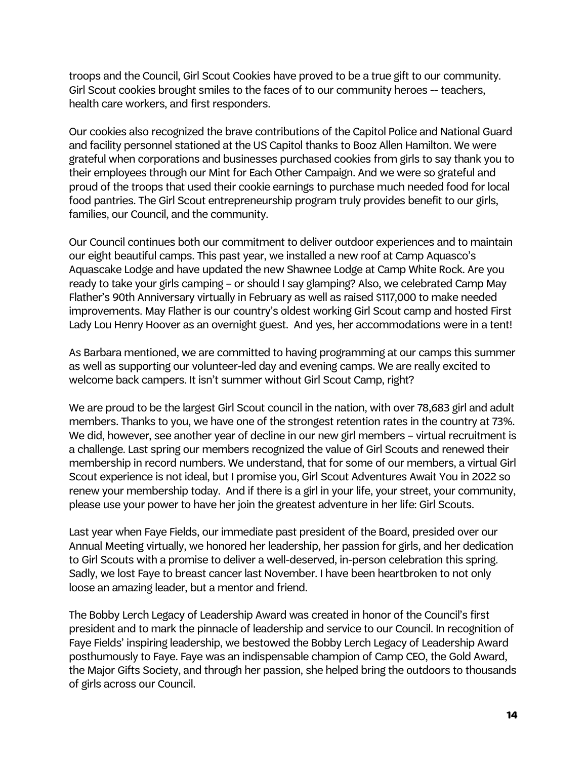troops and the Council, Girl Scout Cookies have proved to be a true gift to our community. Girl Scout cookies brought smiles to the faces of to our community heroes -- teachers, health care workers, and first responders.

Our cookies also recognized the brave contributions of the Capitol Police and National Guard and facility personnel stationed at the US Capitol thanks to Booz Allen Hamilton. We were grateful when corporations and businesses purchased cookies from girls to say thank you to their employees through our Mint for Each Other Campaign. And we were so grateful and proud of the troops that used their cookie earnings to purchase much needed food for local food pantries. The Girl Scout entrepreneurship program truly provides benefit to our girls, families, our Council, and the community.

Our Council continues both our commitment to deliver outdoor experiences and to maintain our eight beautiful camps. This past year, we installed a new roof at Camp Aquasco's Aquascake Lodge and have updated the new Shawnee Lodge at Camp White Rock. Are you ready to take your girls camping – or should I say glamping? Also, we celebrated Camp May Flather's 90th Anniversary virtually in February as well as raised $117,000 to make needed improvements. May Flather is our country's oldest working Girl Scout camp and hosted First Lady Lou Henry Hoover as an overnight guest. And yes, her accommodations were in a tent!

As Barbara mentioned, we are committed to having programming at our camps this summer as well as supporting our volunteer-led day and evening camps. We are really excited to welcome back campers. It isn't summer without Girl Scout Camp, right?

We are proud to be the largest Girl Scout council in the nation, with over 78,683 girl and adult members. Thanks to you, we have one of the strongest retention rates in the country at 73%. We did, however, see another year of decline in our new girl members – virtual recruitment is a challenge. Last spring our members recognized the value of Girl Scouts and renewed their membership in record numbers. We understand, that for some of our members, a virtual Girl Scout experience is not ideal, but I promise you, Girl Scout Adventures Await You in 2022 so renew your membership today. And if there is a girl in your life, your street, your community, please use your power to have her join the greatest adventure in her life: Girl Scouts.

Last year when Faye Fields, our immediate past president of the Board, presided over our Annual Meeting virtually, we honored her leadership, her passion for girls, and her dedication to Girl Scouts with a promise to deliver a well-deserved, in-person celebration this spring. Sadly, we lost Faye to breast cancer last November. I have been heartbroken to not only loose an amazing leader, but a mentor and friend.

The Bobby Lerch Legacy of Leadership Award was created in honor of the Council's first president and to mark the pinnacle of leadership and service to our Council. In recognition of Faye Fields' inspiring leadership, we bestowed the Bobby Lerch Legacy of Leadership Award posthumously to Faye. Faye was an indispensable champion of Camp CEO, the Gold Award, the Major Gifts Society, and through her passion, she helped bring the outdoors to thousands of girls across our Council.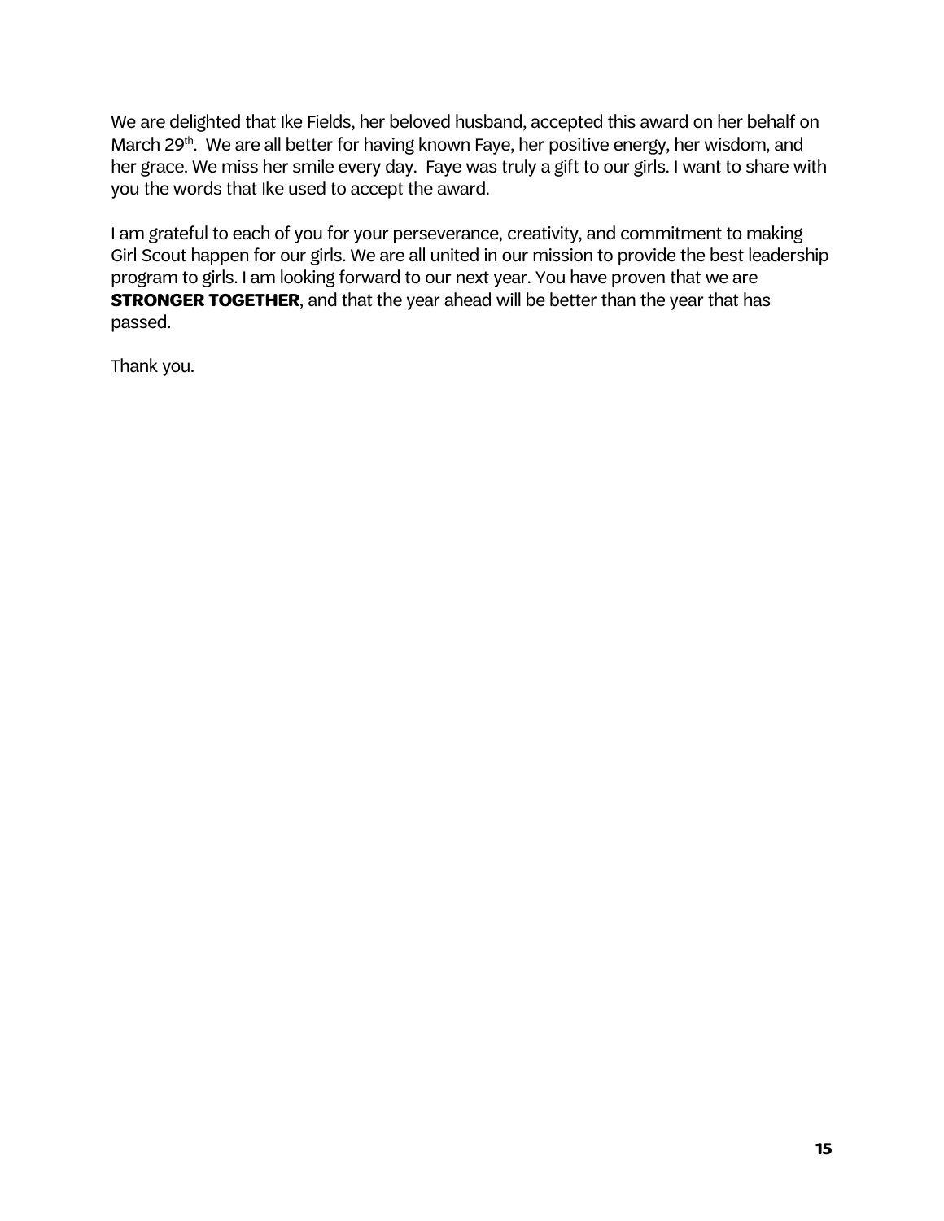We are delighted that Ike Fields, her beloved husband, accepted this award on her behalf on March 29th. We are all better for having known Faye, her positive energy, her wisdom, and her grace. We miss her smile every day. Faye was truly a gift to our girls. I want to share with you the words that Ike used to accept the award.

I am grateful to each of you for your perseverance, creativity, and commitment to making Girl Scout happen for our girls. We are all united in our mission to provide the best leadership program to girls. I am looking forward to our next year. You have proven that we are **STRONGER TOGETHER**, and that the year ahead will be better than the year that has passed.

Thank you.